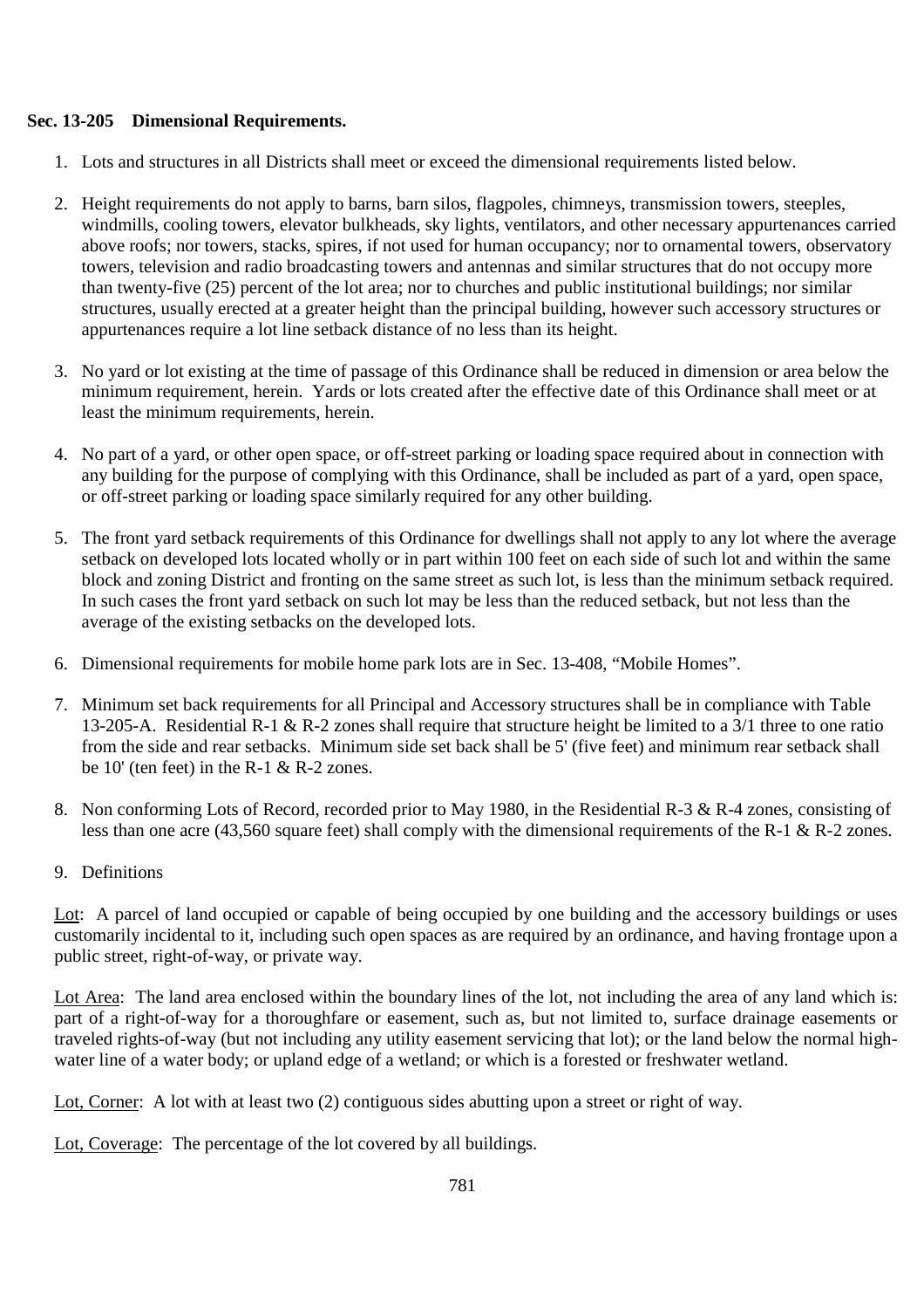**Sec. 13-205 Dimensional Requirements.**

1. Lots and structures in all Districts shall meet or exceed the dimensional requirements listed below.

2. Height requirements do not apply to barns, barn silos, flagpoles, chimneys, transmission towers, steeples, windmills, cooling towers, elevator bulkheads, sky lights, ventilators, and other necessary appurtenances carried above roofs; nor towers, stacks, spires, if not used for human occupancy; nor to ornamental towers, observatory towers, television and radio broadcasting towers and antennas and similar structures that do not occupy more than twenty-five (25) percent of the lot area; nor to churches and public institutional buildings; nor similar structures, usually erected at a greater height than the principal building, however such accessory structures or appurtenances require a lot line setback distance of no less than its height.

3. No yard or lot existing at the time of passage of this Ordinance shall be reduced in dimension or area below the minimum requirement, herein. Yards or lots created after the effective date of this Ordinance shall meet or at least the minimum requirements, herein.

4. No part of a yard, or other open space, or off-street parking or loading space required about in connection with any building for the purpose of complying with this Ordinance, shall be included as part of a yard, open space, or off-street parking or loading space similarly required for any other building.

5. The front yard setback requirements of this Ordinance for dwellings shall not apply to any lot where the average setback on developed lots located wholly or in part within 100 feet on each side of such lot and within the same block and zoning District and fronting on the same street as such lot, is less than the minimum setback required. In such cases the front yard setback on such lot may be less than the reduced setback, but not less than the average of the existing setbacks on the developed lots.

6. Dimensional requirements for mobile home park lots are in Sec. 13-408, "Mobile Homes".

7. Minimum set back requirements for all Principal and Accessory structures shall be in compliance with Table 13-205-A. Residential R-1 & R-2 zones shall require that structure height be limited to a 3/1 three to one ratio from the side and rear setbacks. Minimum side set back shall be 5' (five feet) and minimum rear setback shall be 10' (ten feet) in the R-1 & R-2 zones.

8. Non conforming Lots of Record, recorded prior to May 1980, in the Residential R-3 & R-4 zones, consisting of less than one acre (43,560 square feet) shall comply with the dimensional requirements of the R-1 & R-2 zones.

9. Definitions

Lot: A parcel of land occupied or capable of being occupied by one building and the accessory buildings or uses customarily incidental to it, including such open spaces as are required by an ordinance, and having frontage upon a public street, right-of-way, or private way.

Lot Area: The land area enclosed within the boundary lines of the lot, not including the area of any land which is: part of a right-of-way for a thoroughfare or easement, such as, but not limited to, surface drainage easements or traveled rights-of-way (but not including any utility easement servicing that lot); or the land below the normal high-water line of a water body; or upland edge of a wetland; or which is a forested or freshwater wetland.

Lot, Corner: A lot with at least two (2) contiguous sides abutting upon a street or right of way.

Lot, Coverage: The percentage of the lot covered by all buildings.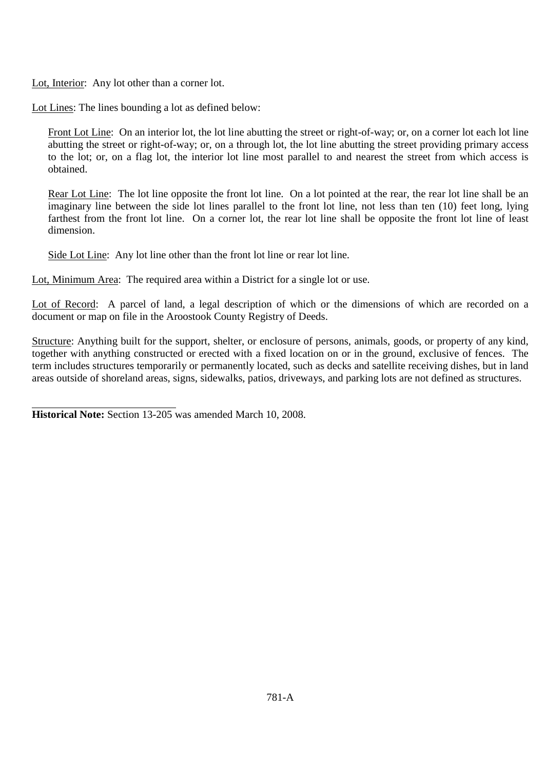<u>Lot, Interior</u>: Any lot other than a corner lot.

<u>Lot Lines</u>: The lines bounding a lot as defined below:

> <u>Front Lot Line</u>: On an interior lot, the lot line abutting the street or right-of-way; or, on a corner lot each lot line abutting the street or right-of-way; or, on a through lot, the lot line abutting the street providing primary access to the lot; or, on a flag lot, the interior lot line most parallel to and nearest the street from which access is obtained.
>
> <u>Rear Lot Line</u>: The lot line opposite the front lot line. On a lot pointed at the rear, the rear lot line shall be an imaginary line between the side lot lines parallel to the front lot line, not less than ten (10) feet long, lying farthest from the front lot line. On a corner lot, the rear lot line shall be opposite the front lot line of least dimension.
>
> <u>Side Lot Line</u>: Any lot line other than the front lot line or rear lot line.

<u>Lot, Minimum Area</u>: The required area within a District for a single lot or use.

<u>Lot of Record</u>: A parcel of land, a legal description of which or the dimensions of which are recorded on a document or map on file in the Aroostook County Registry of Deeds.

<u>Structure</u>: Anything built for the support, shelter, or enclosure of persons, animals, goods, or property of any kind, together with anything constructed or erected with a fixed location on or in the ground, exclusive of fences. The term includes structures temporarily or permanently located, such as decks and satellite receiving dishes, but in land areas outside of shoreland areas, signs, sidewalks, patios, driveways, and parking lots are not defined as structures.

---

**Historical Note:** Section 13-205 was amended March 10, 2008.